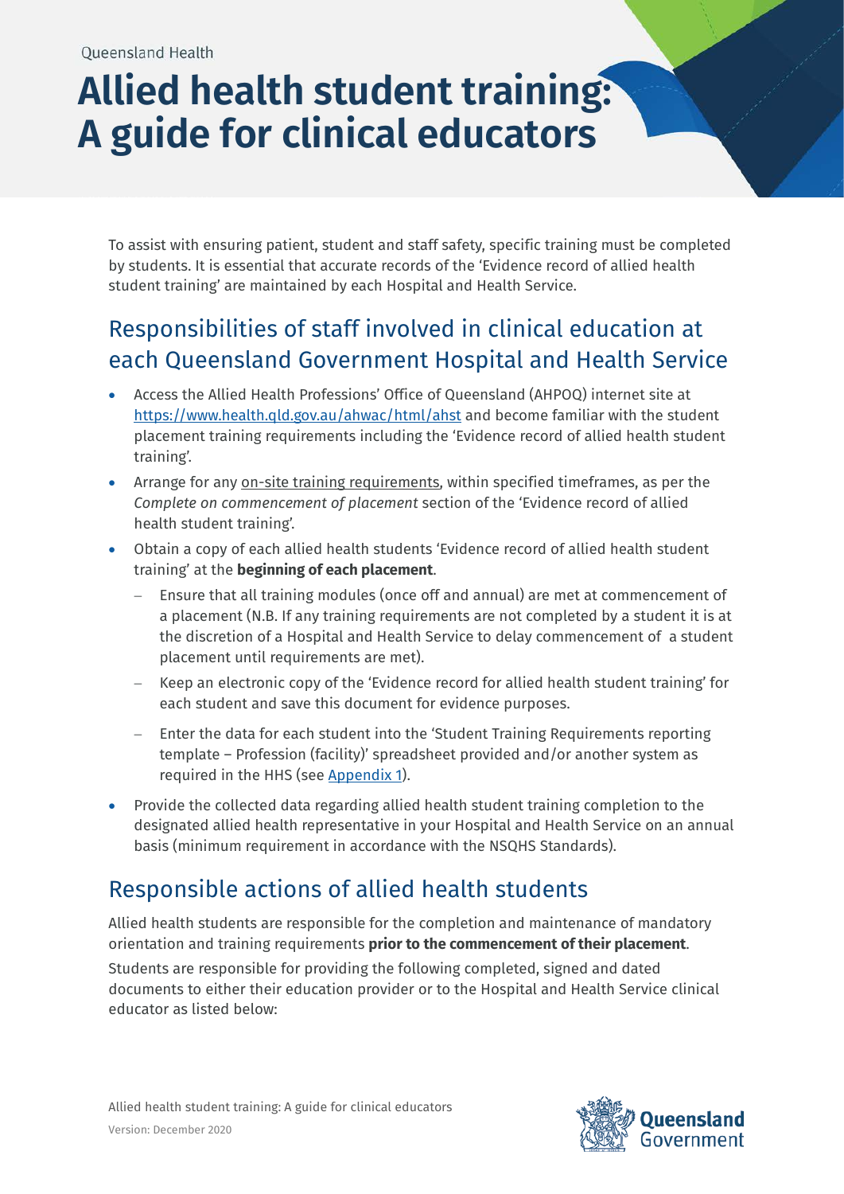Queensland Health

# Allied health student training: A guide for clinical educators

To assist with ensuring patient, student and staff safety, specific training must be completed by students. It is essential that accurate records of the 'Evidence record of allied health student training' are maintained by each Hospital and Health Service.

## Responsibilities of staff involved in clinical education at each Queensland Government Hospital and Health Service

- Access the Allied Health Professions' Office of Queensland (AHPOQ) internet site at [https://www.health.qld.gov.au/ahwac/html/ahst](https://www.health.qld.gov.au/ahwac/html/ahst) and become familiar with the student placement training requirements including the 'Evidence record of allied health student training'.
- Arrange for any on-site training requirements, within specified timeframes, as per the *Complete on commencement of placement* section of the 'Evidence record of allied health student training'.
- Obtain a copy of each allied health students 'Evidence record of allied health student training' at the **beginning of each placement**.
  - Ensure that all training modules (once off and annual) are met at commencement of a placement (N.B. If any training requirements are not completed by a student it is at the discretion of a Hospital and Health Service to delay commencement of a student placement until requirements are met).
  - Keep an electronic copy of the 'Evidence record for allied health student training' for each student and save this document for evidence purposes.
  - Enter the data for each student into the 'Student Training Requirements reporting template – Profession (facility)' spreadsheet provided and/or another system as required in the HHS (see Appendix 1).
- Provide the collected data regarding allied health student training completion to the designated allied health representative in your Hospital and Health Service on an annual basis (minimum requirement in accordance with the NSQHS Standards).

## Responsible actions of allied health students

Allied health students are responsible for the completion and maintenance of mandatory orientation and training requirements **prior to the commencement of their placement**.

Students are responsible for providing the following completed, signed and dated documents to either their education provider or to the Hospital and Health Service clinical educator as listed below:

Allied health student training: A guide for clinical educators

Version: December 2020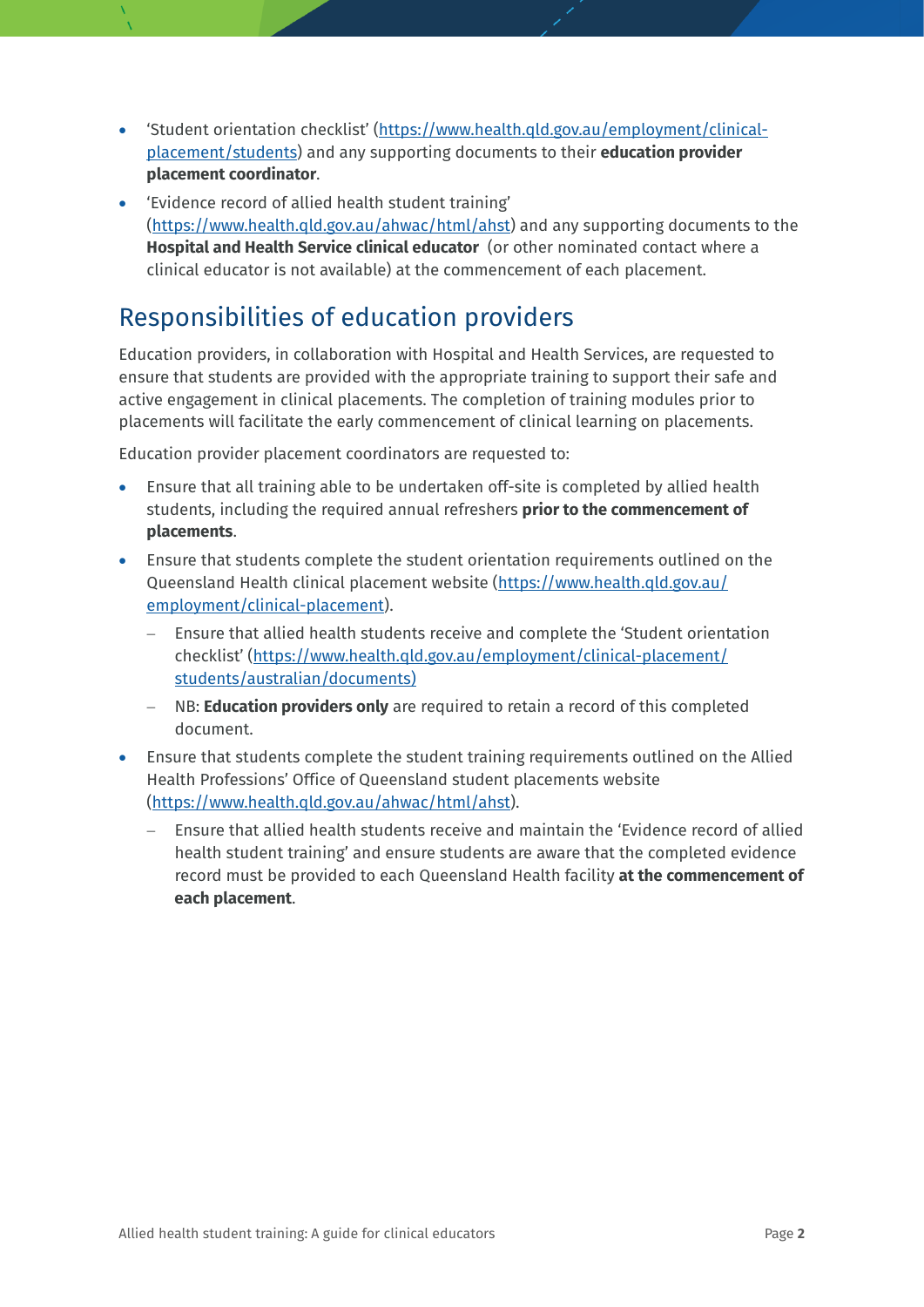- 'Student orientation checklist' (https://www.health.qld.gov.au/employment/clinical-placement/students) and any supporting documents to their **education provider placement coordinator**.
- 'Evidence record of allied health student training' (https://www.health.qld.gov.au/ahwac/html/ahst) and any supporting documents to the **Hospital and Health Service clinical educator** (or other nominated contact where a clinical educator is not available) at the commencement of each placement.

## Responsibilities of education providers

Education providers, in collaboration with Hospital and Health Services, are requested to ensure that students are provided with the appropriate training to support their safe and active engagement in clinical placements. The completion of training modules prior to placements will facilitate the early commencement of clinical learning on placements.

Education provider placement coordinators are requested to:

- Ensure that all training able to be undertaken off-site is completed by allied health students, including the required annual refreshers **prior to the commencement of placements**.
- Ensure that students complete the student orientation requirements outlined on the Queensland Health clinical placement website (https://www.health.qld.gov.au/employment/clinical-placement).
  - Ensure that allied health students receive and complete the 'Student orientation checklist' (https://www.health.qld.gov.au/employment/clinical-placement/students/australian/documents)
  - NB: **Education providers only** are required to retain a record of this completed document.
- Ensure that students complete the student training requirements outlined on the Allied Health Professions' Office of Queensland student placements website (https://www.health.qld.gov.au/ahwac/html/ahst).
  - Ensure that allied health students receive and maintain the 'Evidence record of allied health student training' and ensure students are aware that the completed evidence record must be provided to each Queensland Health facility **at the commencement of each placement**.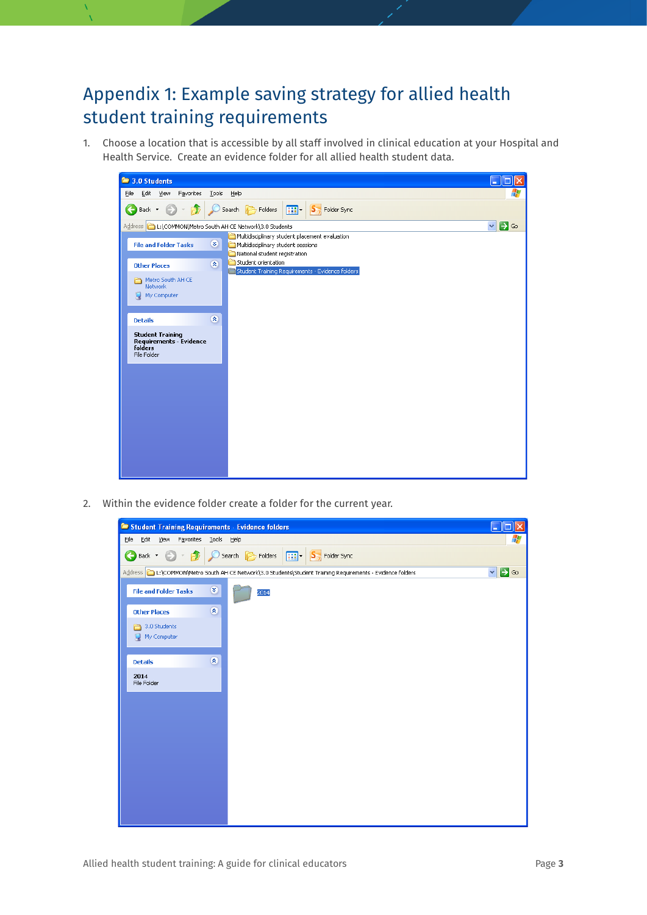# Appendix 1: Example saving strategy for allied health student training requirements

1. Choose a location that is accessible by all staff involved in clinical education at your Hospital and Health Service. Create an evidence folder for all allied health student data.

2. Within the evidence folder create a folder for the current year.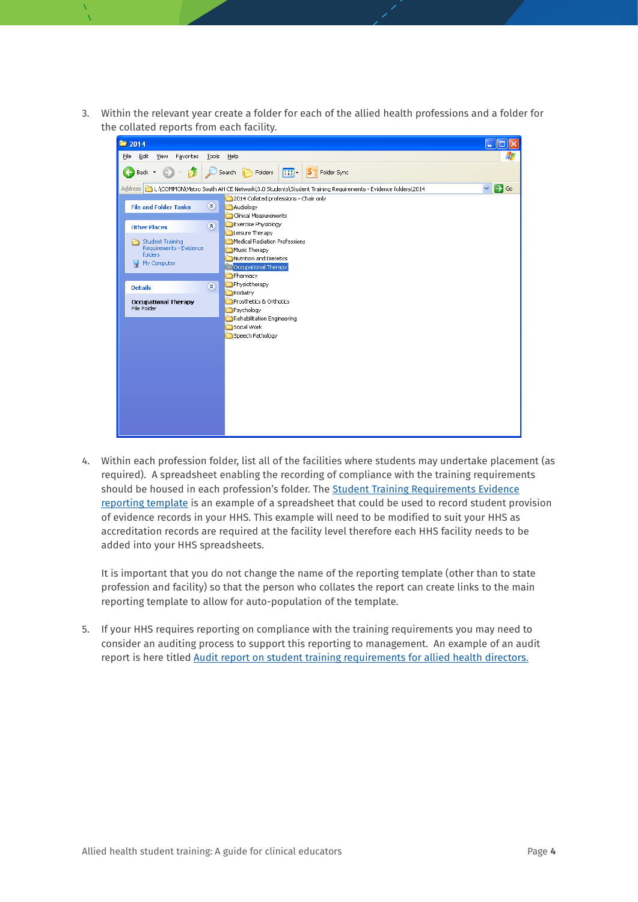3. Within the relevant year create a folder for each of the allied health professions and a folder for the collated reports from each facility.

4. Within each profession folder, list all of the facilities where students may undertake placement (as required). A spreadsheet enabling the recording of compliance with the training requirements should be housed in each profession's folder. The [Student Training Requirements Evidence reporting template]() is an example of a spreadsheet that could be used to record student provision of evidence records in your HHS. This example will need to be modified to suit your HHS as accreditation records are required at the facility level therefore each HHS facility needs to be added into your HHS spreadsheets.

   It is important that you do not change the name of the reporting template (other than to state profession and facility) so that the person who collates the report can create links to the main reporting template to allow for auto-population of the template.

5. If your HHS requires reporting on compliance with the training requirements you may need to consider an auditing process to support this reporting to management. An example of an audit report is here titled [Audit report on student training requirements for allied health directors.]()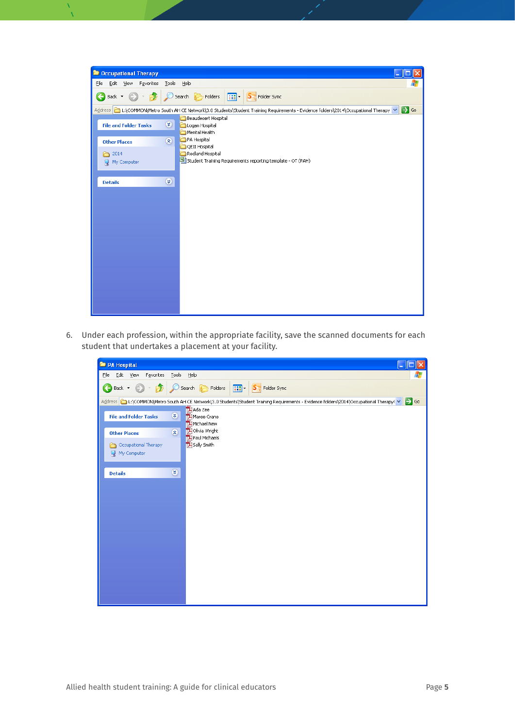6. Under each profession, within the appropriate facility, save the scanned documents for each student that undertakes a placement at your facility.